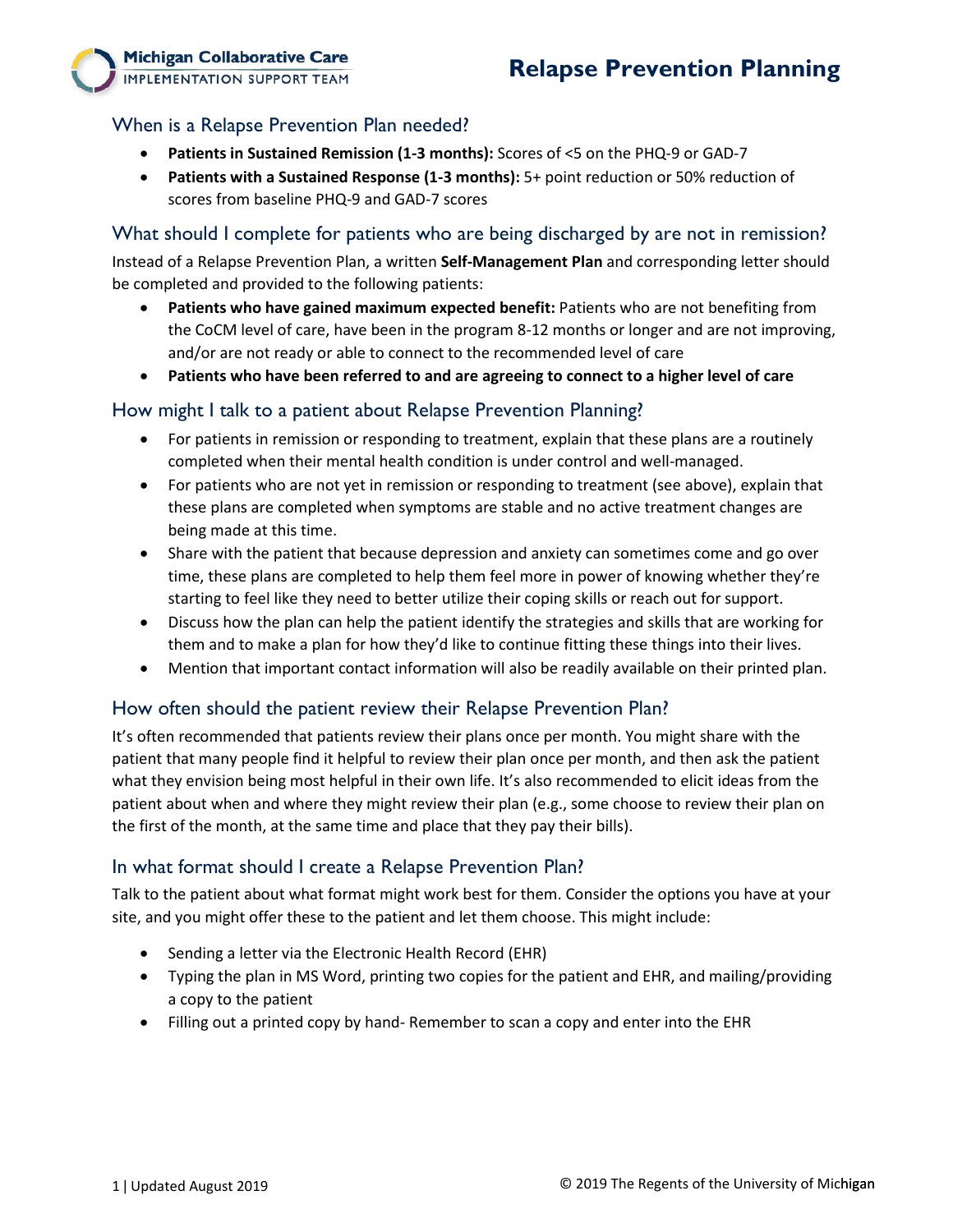# Relapse Prevention Planning

## When is a Relapse Prevention Plan needed?

- **Patients in Sustained Remission (1-3 months):** Scores of <5 on the PHQ-9 or GAD-7
- **Patients with a Sustained Response (1-3 months):** 5+ point reduction or 50% reduction of scores from baseline PHQ-9 and GAD-7 scores

## What should I complete for patients who are being discharged by are not in remission?

Instead of a Relapse Prevention Plan, a written **Self-Management Plan** and corresponding letter should be completed and provided to the following patients:

- **Patients who have gained maximum expected benefit:** Patients who are not benefiting from the CoCM level of care, have been in the program 8-12 months or longer and are not improving, and/or are not ready or able to connect to the recommended level of care
- **Patients who have been referred to and are agreeing to connect to a higher level of care**

## How might I talk to a patient about Relapse Prevention Planning?

- For patients in remission or responding to treatment, explain that these plans are a routinely completed when their mental health condition is under control and well-managed.
- For patients who are not yet in remission or responding to treatment (see above), explain that these plans are completed when symptoms are stable and no active treatment changes are being made at this time.
- Share with the patient that because depression and anxiety can sometimes come and go over time, these plans are completed to help them feel more in power of knowing whether they're starting to feel like they need to better utilize their coping skills or reach out for support.
- Discuss how the plan can help the patient identify the strategies and skills that are working for them and to make a plan for how they'd like to continue fitting these things into their lives.
- Mention that important contact information will also be readily available on their printed plan.

## How often should the patient review their Relapse Prevention Plan?

It's often recommended that patients review their plans once per month. You might share with the patient that many people find it helpful to review their plan once per month, and then ask the patient what they envision being most helpful in their own life. It's also recommended to elicit ideas from the patient about when and where they might review their plan (e.g., some choose to review their plan on the first of the month, at the same time and place that they pay their bills).

## In what format should I create a Relapse Prevention Plan?

Talk to the patient about what format might work best for them. Consider the options you have at your site, and you might offer these to the patient and let them choose. This might include:

- Sending a letter via the Electronic Health Record (EHR)
- Typing the plan in MS Word, printing two copies for the patient and EHR, and mailing/providing a copy to the patient
- Filling out a printed copy by hand- Remember to scan a copy and enter into the EHR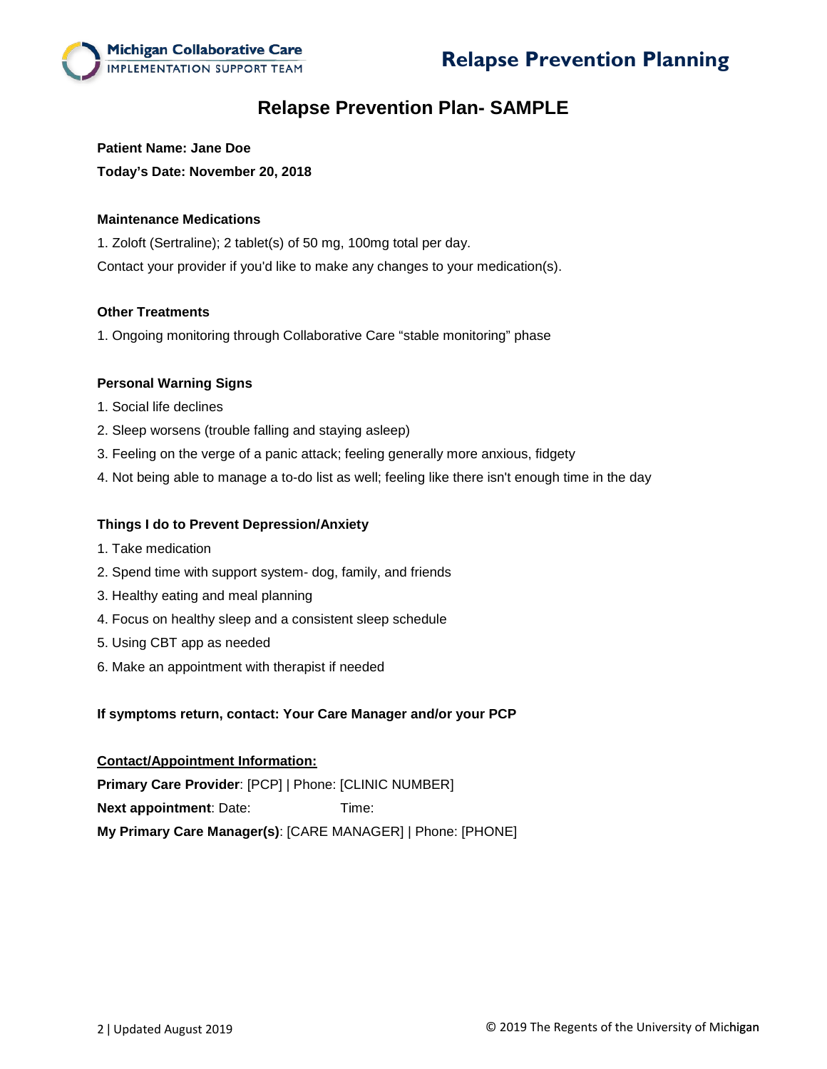# Relapse Prevention Plan- SAMPLE

**Patient Name: Jane Doe**

**Today's Date: November 20, 2018**

**Maintenance Medications**

1. Zoloft (Sertraline); 2 tablet(s) of 50 mg, 100mg total per day.

Contact your provider if you'd like to make any changes to your medication(s).

**Other Treatments**

1. Ongoing monitoring through Collaborative Care "stable monitoring" phase

**Personal Warning Signs**

1. Social life declines
2. Sleep worsens (trouble falling and staying asleep)
3. Feeling on the verge of a panic attack; feeling generally more anxious, fidgety
4. Not being able to manage a to-do list as well; feeling like there isn't enough time in the day

**Things I do to Prevent Depression/Anxiety**

1. Take medication
2. Spend time with support system- dog, family, and friends
3. Healthy eating and meal planning
4. Focus on healthy sleep and a consistent sleep schedule
5. Using CBT app as needed
6. Make an appointment with therapist if needed

**If symptoms return, contact: Your Care Manager and/or your PCP**

**<u>Contact/Appointment Information:</u>**

**Primary Care Provider**: [PCP] | Phone: [CLINIC NUMBER]

**Next appointment**: Date: Time:

**My Primary Care Manager(s)**: [CARE MANAGER] | Phone: [PHONE]